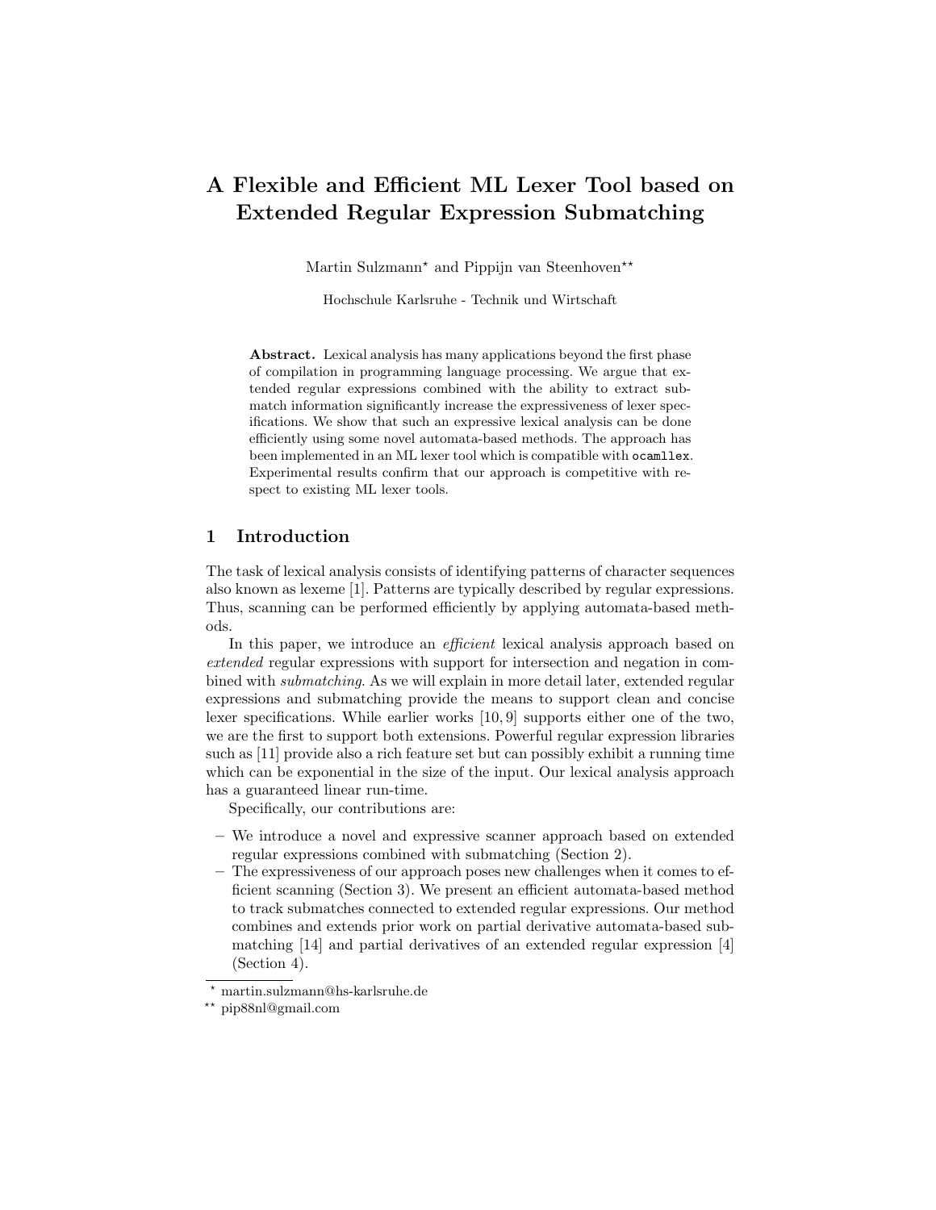# A Flexible and Efficient ML Lexer Tool based on Extended Regular Expression Submatching

Martin Sulzmann* and Pippijn van Steenhoven**

Hochschule Karlsruhe - Technik und Wirtschaft

**Abstract.** Lexical analysis has many applications beyond the first phase of compilation in programming language processing. We argue that extended regular expressions combined with the ability to extract submatch information significantly increase the expressiveness of lexer specifications. We show that such an expressive lexical analysis can be done efficiently using some novel automata-based methods. The approach has been implemented in an ML lexer tool which is compatible with `ocamllex`. Experimental results confirm that our approach is competitive with respect to existing ML lexer tools.

## 1 Introduction

The task of lexical analysis consists of identifying patterns of character sequences also known as lexeme [1]. Patterns are typically described by regular expressions. Thus, scanning can be performed efficiently by applying automata-based methods.

In this paper, we introduce an *efficient* lexical analysis approach based on *extended* regular expressions with support for intersection and negation in combined with *submatching*. As we will explain in more detail later, extended regular expressions and submatching provide the means to support clean and concise lexer specifications. While earlier works [10, 9] supports either one of the two, we are the first to support both extensions. Powerful regular expression libraries such as [11] provide also a rich feature set but can possibly exhibit a running time which can be exponential in the size of the input. Our lexical analysis approach has a guaranteed linear run-time.

Specifically, our contributions are:

- We introduce a novel and expressive scanner approach based on extended regular expressions combined with submatching (Section 2).
- The expressiveness of our approach poses new challenges when it comes to efficient scanning (Section 3). We present an efficient automata-based method to track submatches connected to extended regular expressions. Our method combines and extends prior work on partial derivative automata-based submatching [14] and partial derivatives of an extended regular expression [4] (Section 4).

\* martin.sulzmann@hs-karlsruhe.de

\*\* pip88nl@gmail.com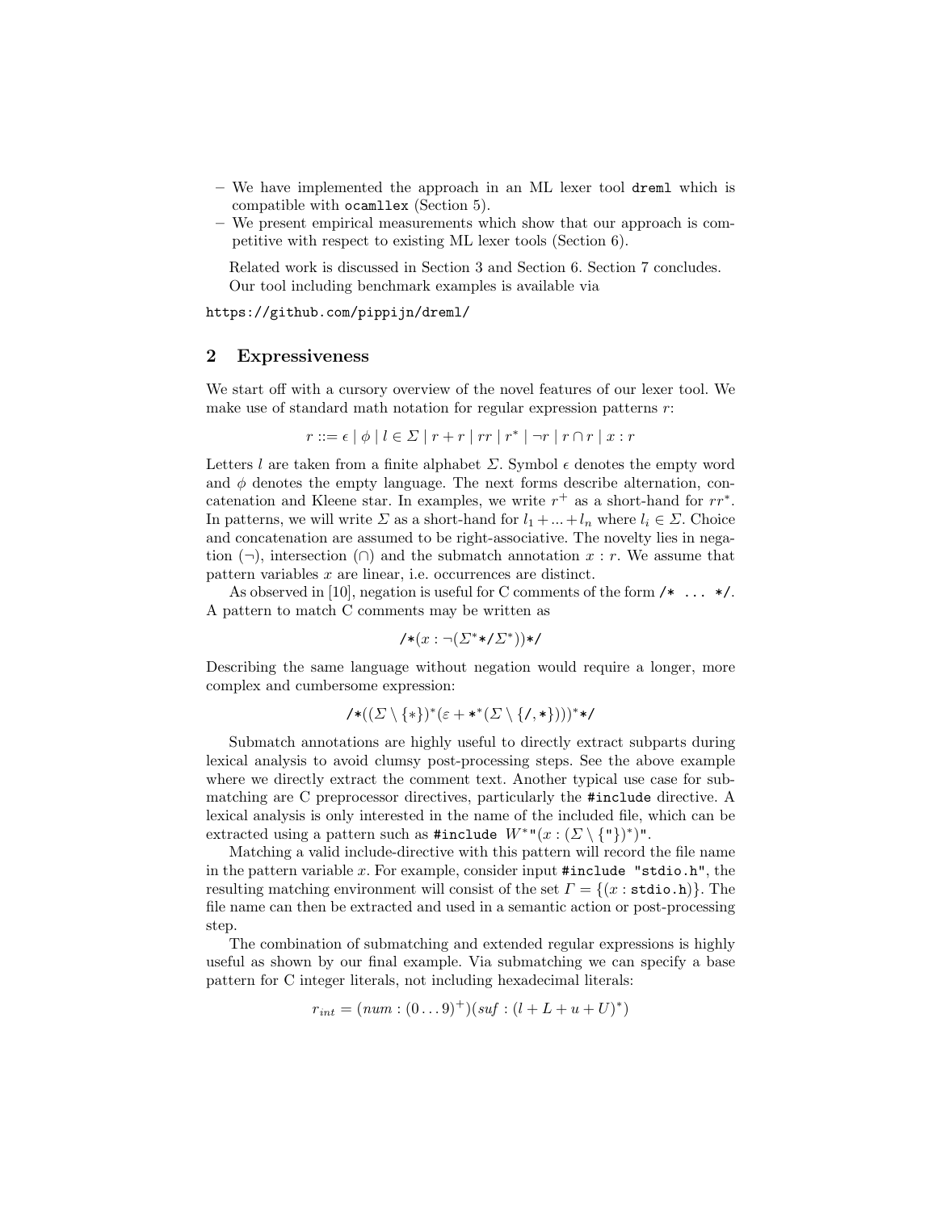- We have implemented the approach in an ML lexer tool `dreml` which is compatible with `ocamllex` (Section 5).
- We present empirical measurements which show that our approach is competitive with respect to existing ML lexer tools (Section 6).

Related work is discussed in Section 3 and Section 6. Section 7 concludes. Our tool including benchmark examples is available via

`https://github.com/pippijn/dreml/`

## 2 Expressiveness

We start off with a cursory overview of the novel features of our lexer tool. We make use of standard math notation for regular expression patterns $r$:

$$r ::= \epsilon \mid \phi \mid l \in \Sigma \mid r + r \mid rr \mid r^* \mid \neg r \mid r \cap r \mid x : r$$

Letters $l$ are taken from a finite alphabet $\Sigma$. Symbol $\epsilon$ denotes the empty word and $\phi$ denotes the empty language. The next forms describe alternation, concatenation and Kleene star. In examples, we write $r^+$ as a short-hand for $rr^*$. In patterns, we will write $\Sigma$ as a short-hand for $l_1 + ... + l_n$ where $l_i \in \Sigma$. Choice and concatenation are assumed to be right-associative. The novelty lies in negation ($\neg$), intersection ($\cap$) and the submatch annotation $x : r$. We assume that pattern variables $x$ are linear, i.e. occurrences are distinct.

As observed in [10], negation is useful for C comments of the form `/* ... */`. A pattern to match C comments may be written as

$$\texttt{/*}(x : \neg(\Sigma^*\texttt{*/}\Sigma^*))\texttt{*/}$$

Describing the same language without negation would require a longer, more complex and cumbersome expression:

$$\texttt{/*}((\Sigma \setminus \{*\})^*(\varepsilon + \texttt{*}^*(\Sigma \setminus \{\texttt{/},\texttt{*}\})))^*\texttt{*/}$$

Submatch annotations are highly useful to directly extract subparts during lexical analysis to avoid clumsy post-processing steps. See the above example where we directly extract the comment text. Another typical use case for submatching are C preprocessor directives, particularly the `#include` directive. A lexical analysis is only interested in the name of the included file, which can be extracted using a pattern such as `#include` $W^*$`"`$(x : (\Sigma \setminus \{\texttt{"}\})^*)$`"`.

Matching a valid include-directive with this pattern will record the file name in the pattern variable $x$. For example, consider input `#include "stdio.h"`, the resulting matching environment will consist of the set $\Gamma = \{(x : \texttt{stdio.h})\}$. The file name can then be extracted and used in a semantic action or post-processing step.

The combination of submatching and extended regular expressions is highly useful as shown by our final example. Via submatching we can specify a base pattern for C integer literals, not including hexadecimal literals:

$$r_{int} = (num : (0 \ldots 9)^+)(suf : (l + L + u + U)^*)$$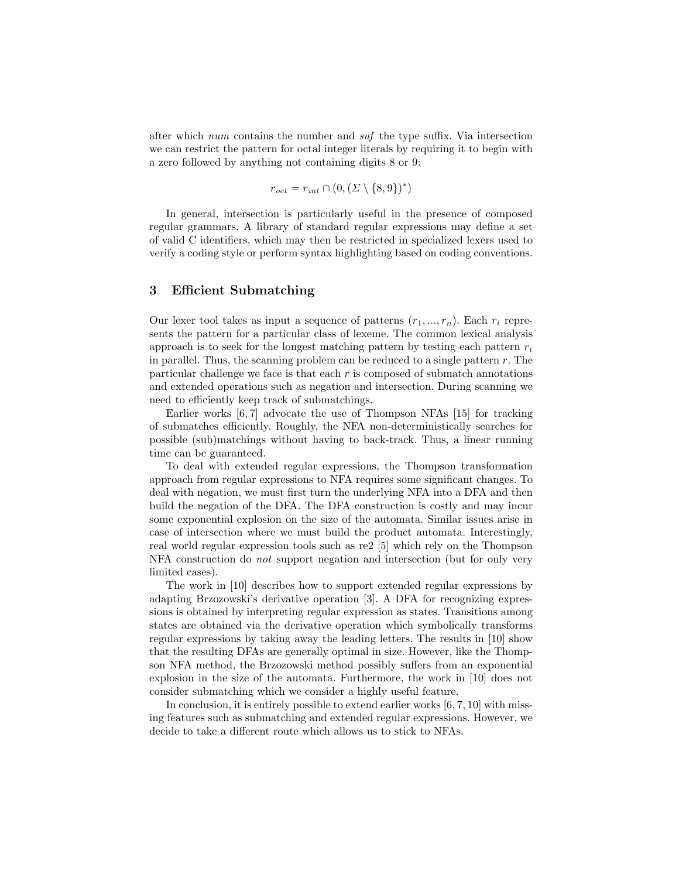after which *num* contains the number and *suf* the type suffix. Via intersection we can restrict the pattern for octal integer literals by requiring it to begin with a zero followed by anything not containing digits 8 or 9:

$$r_{oct} = r_{int} \cap (0, (\Sigma \setminus \{8, 9\})^*)$$

In general, intersection is particularly useful in the presence of composed regular grammars. A library of standard regular expressions may define a set of valid C identifiers, which may then be restricted in specialized lexers used to verify a coding style or perform syntax highlighting based on coding conventions.

## 3 Efficient Submatching

Our lexer tool takes as input a sequence of patterns $(r_1, ..., r_n)$. Each $r_i$ represents the pattern for a particular class of lexeme. The common lexical analysis approach is to seek for the longest matching pattern by testing each pattern $r_i$ in parallel. Thus, the scanning problem can be reduced to a single pattern $r$. The particular challenge we face is that each $r$ is composed of submatch annotations and extended operations such as negation and intersection. During scanning we need to efficiently keep track of submatchings.

Earlier works [6, 7] advocate the use of Thompson NFAs [15] for tracking of submatches efficiently. Roughly, the NFA non-deterministically searches for possible (sub)matchings without having to back-track. Thus, a linear running time can be guaranteed.

To deal with extended regular expressions, the Thompson transformation approach from regular expressions to NFA requires some significant changes. To deal with negation, we must first turn the underlying NFA into a DFA and then build the negation of the DFA. The DFA construction is costly and may incur some exponential explosion on the size of the automata. Similar issues arise in case of intersection where we must build the product automata. Interestingly, real world regular expression tools such as re2 [5] which rely on the Thompson NFA construction do *not* support negation and intersection (but for only very limited cases).

The work in [10] describes how to support extended regular expressions by adapting Brzozowski's derivative operation [3]. A DFA for recognizing expressions is obtained by interpreting regular expression as states. Transitions among states are obtained via the derivative operation which symbolically transforms regular expressions by taking away the leading letters. The results in [10] show that the resulting DFAs are generally optimal in size. However, like the Thompson NFA method, the Brzozowski method possibly suffers from an exponential explosion in the size of the automata. Furthermore, the work in [10] does not consider submatching which we consider a highly useful feature.

In conclusion, it is entirely possible to extend earlier works [6, 7, 10] with missing features such as submatching and extended regular expressions. However, we decide to take a different route which allows us to stick to NFAs.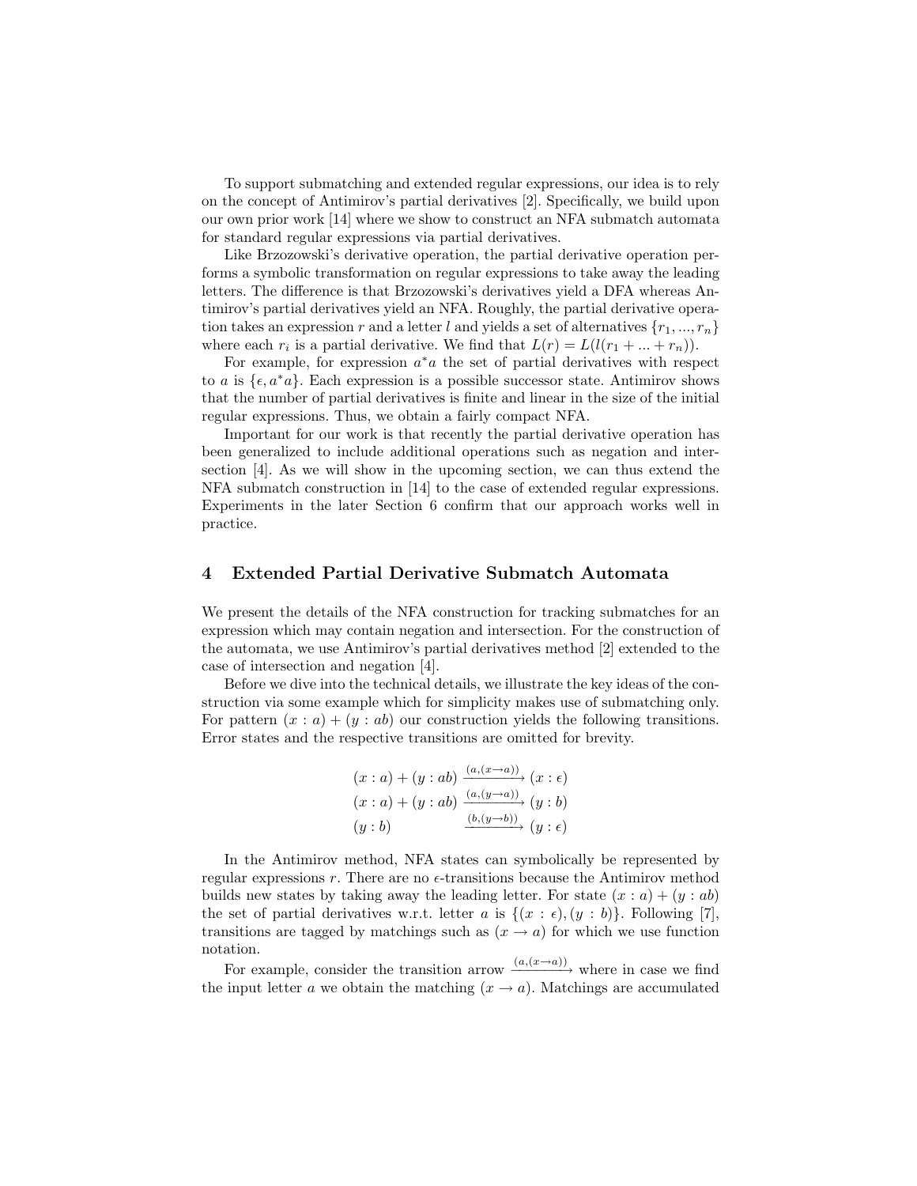To support submatching and extended regular expressions, our idea is to rely on the concept of Antimirov's partial derivatives [2]. Specifically, we build upon our own prior work [14] where we show to construct an NFA submatch automata for standard regular expressions via partial derivatives.

Like Brzozowski's derivative operation, the partial derivative operation performs a symbolic transformation on regular expressions to take away the leading letters. The difference is that Brzozowski's derivatives yield a DFA whereas Antimirov's partial derivatives yield an NFA. Roughly, the partial derivative operation takes an expression $r$ and a letter $l$ and yields a set of alternatives $\{r_1, ..., r_n\}$ where each $r_i$ is a partial derivative. We find that $L(r) = L(l(r_1 + ... + r_n))$.

For example, for expression $a^*a$ the set of partial derivatives with respect to $a$ is $\{\epsilon, a^*a\}$. Each expression is a possible successor state. Antimirov shows that the number of partial derivatives is finite and linear in the size of the initial regular expressions. Thus, we obtain a fairly compact NFA.

Important for our work is that recently the partial derivative operation has been generalized to include additional operations such as negation and intersection [4]. As we will show in the upcoming section, we can thus extend the NFA submatch construction in [14] to the case of extended regular expressions. Experiments in the later Section 6 confirm that our approach works well in practice.

## 4 Extended Partial Derivative Submatch Automata

We present the details of the NFA construction for tracking submatches for an expression which may contain negation and intersection. For the construction of the automata, we use Antimirov's partial derivatives method [2] extended to the case of intersection and negation [4].

Before we dive into the technical details, we illustrate the key ideas of the construction via some example which for simplicity makes use of submatching only. For pattern $(x : a) + (y : ab)$ our construction yields the following transitions. Error states and the respective transitions are omitted for brevity.

$$
\begin{array}{ll}
(x : a) + (y : ab) & \xrightarrow{(a,(x \rightarrow a))} (x : \epsilon) \\
(x : a) + (y : ab) & \xrightarrow{(a,(y \rightarrow a))} (y : b) \\
(y : b) & \xrightarrow{(b,(y \rightarrow b))} (y : \epsilon)
\end{array}
$$

In the Antimirov method, NFA states can symbolically be represented by regular expressions $r$. There are no $\epsilon$-transitions because the Antimirov method builds new states by taking away the leading letter. For state $(x : a) + (y : ab)$ the set of partial derivatives w.r.t. letter $a$ is $\{(x : \epsilon), (y : b)\}$. Following [7], transitions are tagged by matchings such as $(x \rightarrow a)$ for which we use function notation.

For example, consider the transition arrow $\xrightarrow{(a,(x \rightarrow a))}$ where in case we find the input letter $a$ we obtain the matching $(x \rightarrow a)$. Matchings are accumulated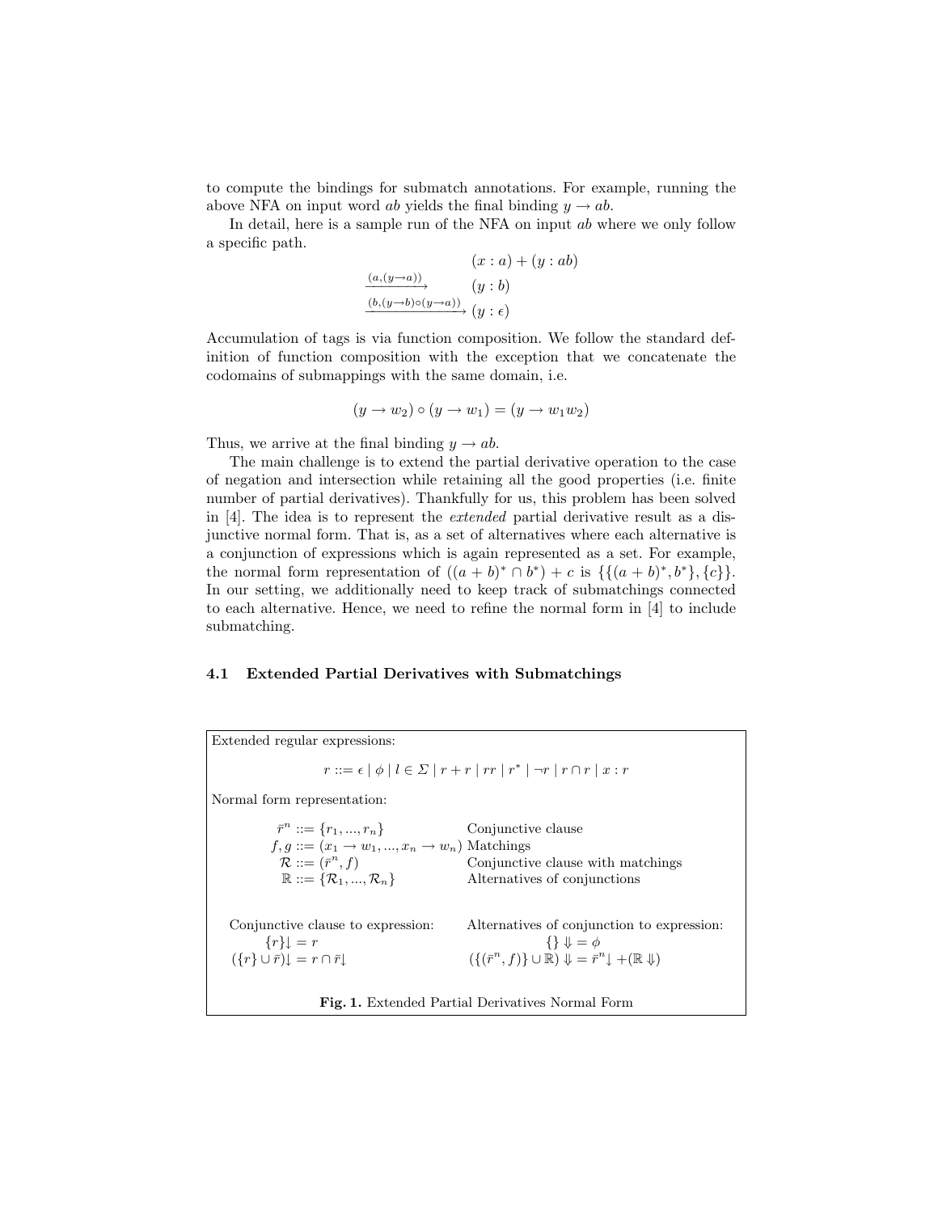to compute the bindings for submatch annotations. For example, running the above NFA on input word $ab$ yields the final binding $y \to ab$.

In detail, here is a sample run of the NFA on input $ab$ where we only follow a specific path.

$$
\begin{array}{ll}
 & (x : a) + (y : ab) \\
\xrightarrow{(a,(y \to a))} & (y : b) \\
\xrightarrow{(b,(y \to b) \circ (y \to a))} & (y : \epsilon)
\end{array}
$$

Accumulation of tags is via function composition. We follow the standard definition of function composition with the exception that we concatenate the codomains of submappings with the same domain, i.e.

$$(y \to w_2) \circ (y \to w_1) = (y \to w_1 w_2)$$

Thus, we arrive at the final binding $y \to ab$.

The main challenge is to extend the partial derivative operation to the case of negation and intersection while retaining all the good properties (i.e. finite number of partial derivatives). Thankfully for us, this problem has been solved in [4]. The idea is to represent the *extended* partial derivative result as a disjunctive normal form. That is, as a set of alternatives where each alternative is a conjunction of expressions which is again represented as a set. For example, the normal form representation of $((a+b)^* \cap b^*) + c$ is $\{\{(a+b)^*, b^*\}, \{c\}\}$. In our setting, we additionally need to keep track of submatchings connected to each alternative. Hence, we need to refine the normal form in [4] to include submatching.

### 4.1 Extended Partial Derivatives with Submatchings

Extended regular expressions:

$$r ::= \epsilon \mid \phi \mid l \in \Sigma \mid r + r \mid rr \mid r^* \mid \neg r \mid r \cap r \mid x : r$$

Normal form representation:

$$
\begin{array}{lll}
\bar{r}^n & ::= \{r_1, ..., r_n\} & \text{Conjunctive clause} \\
f, g & ::= (x_1 \to w_1, ..., x_n \to w_n) & \text{Matchings} \\
\mathcal{R} & ::= (\bar{r}^n, f) & \text{Conjunctive clause with matchings} \\
\mathbb{R} & ::= \{\mathcal{R}_1, ..., \mathcal{R}_n\} & \text{Alternatives of conjunctions}
\end{array}
$$

Conjunctive clause to expression:

$$\{r\}\downarrow = r$$
$$(\{r\} \cup \bar{r})\downarrow = r \cap \bar{r}\downarrow$$

Alternatives of conjunction to expression:

$$\{\} \Downarrow = \phi$$
$$(\{(\bar{r}^n, f)\} \cup \mathbb{R}) \Downarrow = \bar{r}^n\downarrow + (\mathbb{R} \Downarrow)$$

**Fig. 1.** Extended Partial Derivatives Normal Form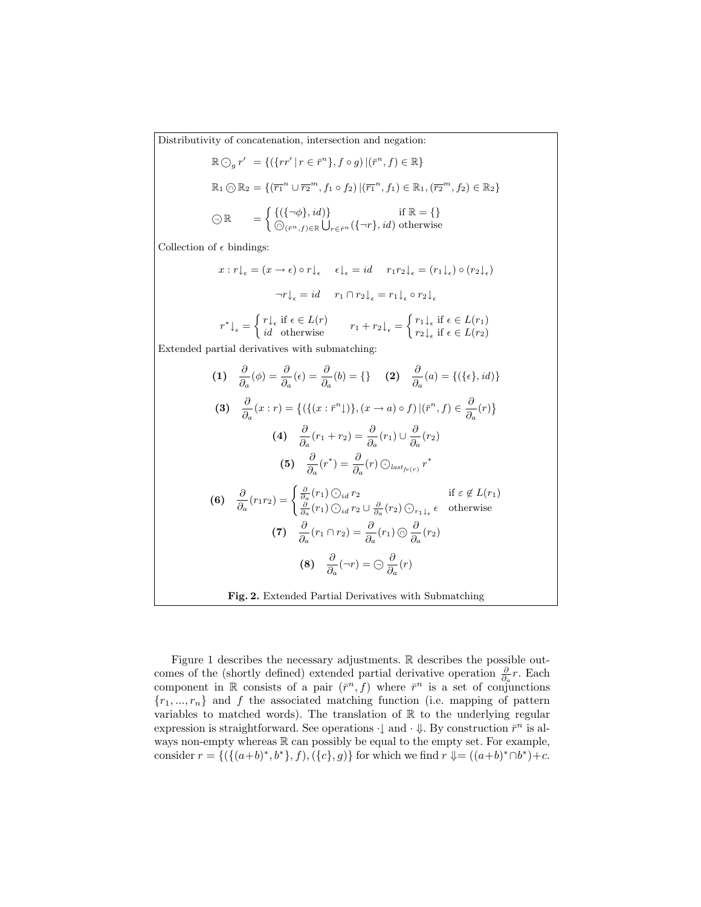Distributivity of concatenation, intersection and negation:

$$\mathbb{R} \odot_g r' \;= \{(\{rr' \mid r \in \bar{r}^n\}, f \circ g) \mid (\bar{r}^n, f) \in \mathbb{R}\}$$

$$\mathbb{R}_1 \circledcap \mathbb{R}_2 = \{(\overline{r_1}^n \cup \overline{r_2}^m, f_1 \circ f_2) \mid (\overline{r_1}^n, f_1) \in \mathbb{R}_1, (\overline{r_2}^m, f_2) \in \mathbb{R}_2\}$$

$$\ominus \mathbb{R} \quad = \begin{cases} \{(\{\neg \phi\}, id)\} & \text{if } \mathbb{R} = \{\} \\ \circledcap_{(\bar{r}^n, f) \in \mathbb{R}} \bigcup_{r \in \bar{r}^n} (\{\neg r\}, id) & \text{otherwise} \end{cases}$$

Collection of $\epsilon$ bindings:

$$x : r\downarrow_\epsilon = (x \to \epsilon) \circ r\downarrow_\epsilon \qquad \epsilon\downarrow_\epsilon = id \qquad r_1 r_2\downarrow_\epsilon = (r_1\downarrow_\epsilon) \circ (r_2\downarrow_\epsilon)$$

$$\neg r\downarrow_\epsilon = id \qquad r_1 \cap r_2\downarrow_\epsilon = r_1\downarrow_\epsilon \circ r_2\downarrow_\epsilon$$

$$r^*\downarrow_\epsilon = \begin{cases} r\downarrow_\epsilon & \text{if } \epsilon \in L(r) \\ id & \text{otherwise} \end{cases} \qquad r_1 + r_2\downarrow_\epsilon = \begin{cases} r_1\downarrow_\epsilon & \text{if } \epsilon \in L(r_1) \\ r_2\downarrow_\epsilon & \text{if } \epsilon \in L(r_2) \end{cases}$$

Extended partial derivatives with submatching:

$$\textbf{(1)} \quad \frac{\partial}{\partial_a}(\phi) = \frac{\partial}{\partial_a}(\epsilon) = \frac{\partial}{\partial_a}(b) = \{\} \qquad \textbf{(2)} \quad \frac{\partial}{\partial_a}(a) = \{(\{\epsilon\}, id)\}$$

$$\textbf{(3)} \quad \frac{\partial}{\partial_a}(x : r) = \{(\{(x : \bar{r}^n\downarrow)\}, (x \to a) \circ f) \mid (\bar{r}^n, f) \in \frac{\partial}{\partial_a}(r)\}$$

$$\textbf{(4)} \quad \frac{\partial}{\partial_a}(r_1 + r_2) = \frac{\partial}{\partial_a}(r_1) \cup \frac{\partial}{\partial_a}(r_2)$$

$$\textbf{(5)} \quad \frac{\partial}{\partial_a}(r^*) = \frac{\partial}{\partial_a}(r) \odot_{last_{fv(r)}} r^*$$

$$\textbf{(6)} \quad \frac{\partial}{\partial_a}(r_1 r_2) = \begin{cases} \frac{\partial}{\partial_a}(r_1) \odot_{id} r_2 & \text{if } \varepsilon \notin L(r_1) \\ \frac{\partial}{\partial_a}(r_1) \odot_{id} r_2 \cup \frac{\partial}{\partial_a}(r_2) \odot_{r_1\downarrow_\epsilon} \epsilon & \text{otherwise} \end{cases}$$

$$\textbf{(7)} \quad \frac{\partial}{\partial_a}(r_1 \cap r_2) = \frac{\partial}{\partial_a}(r_1) \circledcap \frac{\partial}{\partial_a}(r_2)$$

$$\textbf{(8)} \quad \frac{\partial}{\partial_a}(\neg r) = \ominus \frac{\partial}{\partial_a}(r)$$

**Fig. 2.** Extended Partial Derivatives with Submatching

Figure 1 describes the necessary adjustments. $\mathbb{R}$ describes the possible outcomes of the (shortly defined) extended partial derivative operation $\frac{\partial}{\partial_a} r$. Each component in $\mathbb{R}$ consists of a pair $(\bar{r}^n, f)$ where $\bar{r}^n$ is a set of conjunctions $\{r_1, ..., r_n\}$ and $f$ the associated matching function (i.e. mapping of pattern variables to matched words). The translation of $\mathbb{R}$ to the underlying regular expression is straightforward. See operations $\cdot\downarrow$ and $\cdot\Downarrow$. By construction $\bar{r}^n$ is always non-empty whereas $\mathbb{R}$ can possibly be equal to the empty set. For example, consider $r = \{(\{(a+b)^*, b^*\}, f), (\{c\}, g)\}$ for which we find $r \Downarrow = ((a+b)^* \cap b^*) + c$.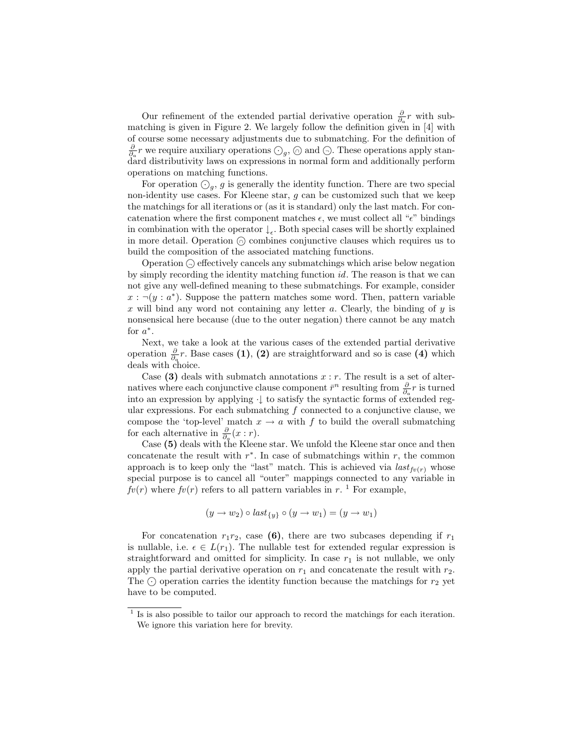Our refinement of the extended partial derivative operation $\frac{\partial}{\partial_a} r$ with submatching is given in Figure 2. We largely follow the definition given in [4] with of course some necessary adjustments due to submatching. For the definition of $\frac{\partial}{\partial_a} r$ we require auxiliary operations $\odot_g$, $\circledcap$ and $\circleddash$. These operations apply standard distributivity laws on expressions in normal form and additionally perform operations on matching functions.

For operation $\odot_g$, $g$ is generally the identity function. There are two special non-identity use cases. For Kleene star, $g$ can be customized such that we keep the matchings for all iterations or (as it is standard) only the last match. For concatenation where the first component matches $\epsilon$, we must collect all "$\epsilon$" bindings in combination with the operator $\downarrow_\epsilon$. Both special cases will be shortly explained in more detail. Operation $\circledcap$ combines conjunctive clauses which requires us to build the composition of the associated matching functions.

Operation $\circleddash$ effectively cancels any submatchings which arise below negation by simply recording the identity matching function $id$. The reason is that we can not give any well-defined meaning to these submatchings. For example, consider $x : \neg(y : a^*)$. Suppose the pattern matches some word. Then, pattern variable $x$ will bind any word not containing any letter $a$. Clearly, the binding of $y$ is nonsensical here because (due to the outer negation) there cannot be any match for $a^*$.

Next, we take a look at the various cases of the extended partial derivative operation $\frac{\partial}{\partial_a} r$. Base cases **(1)**, **(2)** are straightforward and so is case **(4)** which deals with choice.

Case **(3)** deals with submatch annotations $x : r$. The result is a set of alternatives where each conjunctive clause component $\bar{r}^n$ resulting from $\frac{\partial}{\partial_a} r$ is turned into an expression by applying $\cdot\downarrow$ to satisfy the syntactic forms of extended regular expressions. For each submatching $f$ connected to a conjunctive clause, we compose the 'top-level' match $x \rightarrow a$ with $f$ to build the overall submatching for each alternative in $\frac{\partial}{\partial_a}(x : r)$.

Case **(5)** deals with the Kleene star. We unfold the Kleene star once and then concatenate the result with $r^*$. In case of submatchings within $r$, the common approach is to keep only the "last" match. This is achieved via $last_{fv(r)}$ whose special purpose is to cancel all "outer" mappings connected to any variable in $fv(r)$ where $fv(r)$ refers to all pattern variables in $r$. [1] For example,

$$(y \rightarrow w_2) \circ last_{\{y\}} \circ (y \rightarrow w_1) = (y \rightarrow w_1)$$

For concatenation $r_1 r_2$, case **(6)**, there are two subcases depending if $r_1$ is nullable, i.e. $\epsilon \in L(r_1)$. The nullable test for extended regular expression is straightforward and omitted for simplicity. In case $r_1$ is not nullable, we only apply the partial derivative operation on $r_1$ and concatenate the result with $r_2$. The $\odot$ operation carries the identity function because the matchings for $r_2$ yet have to be computed.

[1] Is is also possible to tailor our approach to record the matchings for each iteration. We ignore this variation here for brevity.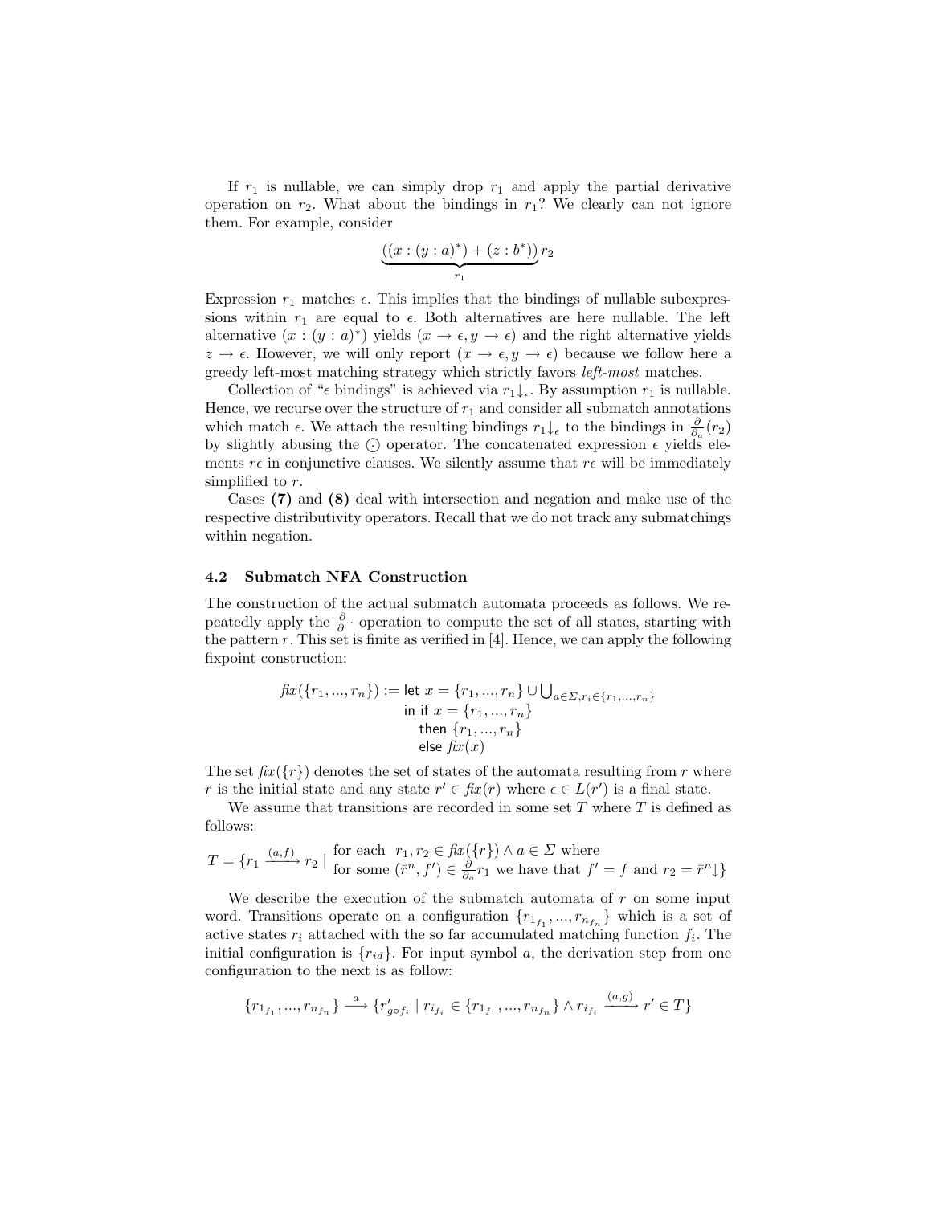If $r_1$ is nullable, we can simply drop $r_1$ and apply the partial derivative operation on $r_2$. What about the bindings in $r_1$? We clearly can not ignore them. For example, consider

$$\underbrace{((x : (y : a)^*) + (z : b^*))}_{r_1} r_2$$

Expression $r_1$ matches $\epsilon$. This implies that the bindings of nullable subexpressions within $r_1$ are equal to $\epsilon$. Both alternatives are here nullable. The left alternative $(x : (y : a)^*)$ yields $(x \to \epsilon, y \to \epsilon)$ and the right alternative yields $z \to \epsilon$. However, we will only report $(x \to \epsilon, y \to \epsilon)$ because we follow here a greedy left-most matching strategy which strictly favors *left-most* matches.

Collection of "$\epsilon$ bindings" is achieved via $r_1 \downarrow_\epsilon$. By assumption $r_1$ is nullable. Hence, we recurse over the structure of $r_1$ and consider all submatch annotations which match $\epsilon$. We attach the resulting bindings $r_1 \downarrow_\epsilon$ to the bindings in $\frac{\partial}{\partial_a}(r_2)$ by slightly abusing the $\odot$ operator. The concatenated expression $\epsilon$ yields elements $r\epsilon$ in conjunctive clauses. We silently assume that $r\epsilon$ will be immediately simplified to $r$.

Cases **(7)** and **(8)** deal with intersection and negation and make use of the respective distributivity operators. Recall that we do not track any submatchings within negation.

### 4.2 Submatch NFA Construction

The construction of the actual submatch automata proceeds as follows. We repeatedly apply the $\frac{\partial}{\partial_\cdot} \cdot$ operation to compute the set of all states, starting with the pattern $r$. This set is finite as verified in [4]. Hence, we can apply the following fixpoint construction:

$$
\begin{array}{l}
\mathit{fix}(\{r_1, ..., r_n\}) := \mathsf{let}\ x = \{r_1, ..., r_n\} \cup \bigcup_{a \in \Sigma, r_i \in \{r_1,...,r_n\}} \\
\qquad\qquad\qquad\qquad \mathsf{in\ if}\ x = \{r_1, ..., r_n\} \\
\qquad\qquad\qquad\qquad\quad \mathsf{then}\ \{r_1, ..., r_n\} \\
\qquad\qquad\qquad\qquad\quad \mathsf{else}\ \mathit{fix}(x)
\end{array}
$$

The set $\mathit{fix}(\{r\})$ denotes the set of states of the automata resulting from $r$ where $r$ is the initial state and any state $r' \in \mathit{fix}(r)$ where $\epsilon \in L(r')$ is a final state.

We assume that transitions are recorded in some set $T$ where $T$ is defined as follows:

$$T = \{r_1 \xrightarrow{(a,f)} r_2 \mid \begin{array}{l} \text{for each } \ r_1, r_2 \in \mathit{fix}(\{r\}) \wedge a \in \Sigma \text{ where} \\ \text{for some } (\bar{r}^n, f') \in \frac{\partial}{\partial_a} r_1 \text{ we have that } f' = f \text{ and } r_2 = \bar{r}^n\downarrow\} \end{array}$$

We describe the execution of the submatch automata of $r$ on some input word. Transitions operate on a configuration $\{{r_1}_{f_1}, ..., {r_n}_{f_n}\}$ which is a set of active states $r_i$ attached with the so far accumulated matching function $f_i$. The initial configuration is $\{r_{id}\}$. For input symbol $a$, the derivation step from one configuration to the next is as follow:

$$\{{r_1}_{f_1}, ..., {r_n}_{f_n}\} \xrightarrow{a} \{r'_{g \circ f_i} \mid {r_i}_{f_i} \in \{{r_1}_{f_1}, ..., {r_n}_{f_n}\} \wedge {r_i}_{f_i} \xrightarrow{(a,g)} r' \in T\}$$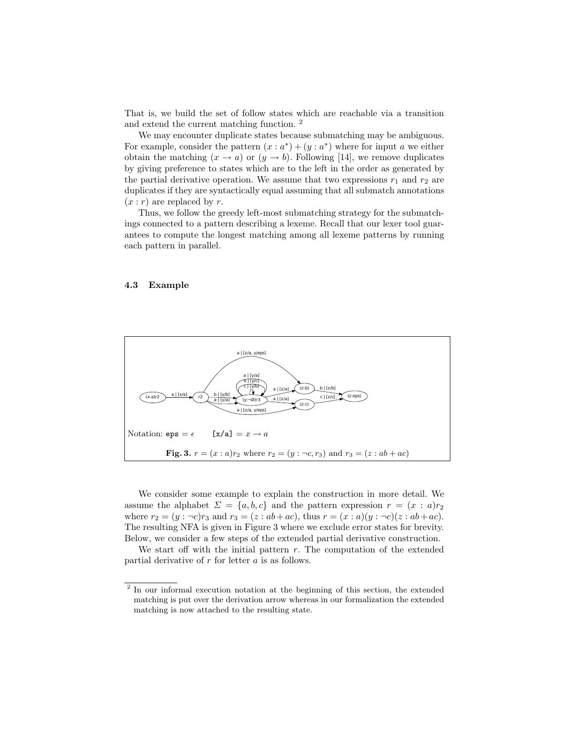That is, we build the set of follow states which are reachable via a transition and extend the current matching function. [2]

We may encounter duplicate states because submatching may be ambiguous. For example, consider the pattern $(x : a^*) + (y : a^*)$ where for input $a$ we either obtain the matching $(x \rightarrow a)$ or $(y \rightarrow b)$. Following [14], we remove duplicates by giving preference to states which are to the left in the order as generated by the partial derivative operation. We assume that two expressions $r_1$ and $r_2$ are duplicates if they are syntactically equal assuming that all submatch annotations $(x : r)$ are replaced by $r$.

Thus, we follow the greedy left-most submatching strategy for the submatchings connected to a pattern describing a lexeme. Recall that our lexer tool guarantees to compute the longest matching among all lexeme patterns by running each pattern in parallel.

### 4.3 Example

Notation: `eps` $= \epsilon$ `[x/a]` $= x \rightarrow a$

**Fig. 3.** $r = (x : a)r_2$ where $r_2 = (y : \neg c, r_3)$ and $r_3 = (z : ab + ac)$

We consider some example to explain the construction in more detail. We assume the alphabet $\Sigma = \{a, b, c\}$ and the pattern expression $r = (x : a)r_2$ where $r_2 = (y : \neg c)r_3$ and $r_3 = (z : ab + ac)$, thus $r = (x : a)(y : \neg c)(z : ab + ac)$. The resulting NFA is given in Figure 3 where we exclude error states for brevity. Below, we consider a few steps of the extended partial derivative construction.

We start off with the initial pattern $r$. The computation of the extended partial derivative of $r$ for letter $a$ is as follows.

---

[2] In our informal execution notation at the beginning of this section, the extended matching is put over the derivation arrow whereas in our formalization the extended matching is now attached to the resulting state.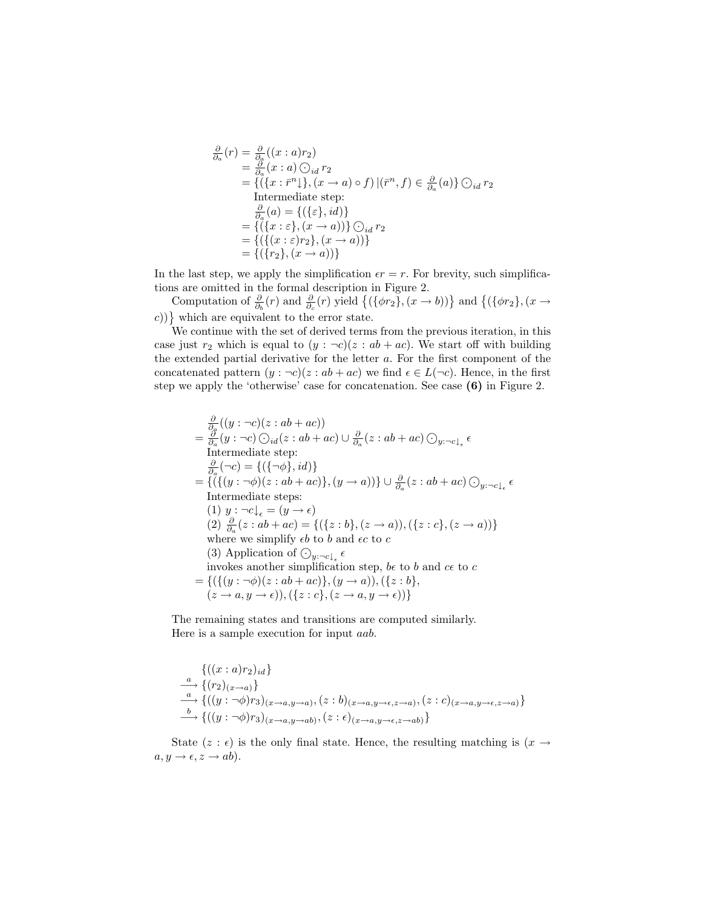$$
\begin{aligned}
\frac{\partial}{\partial_a}(r) &= \frac{\partial}{\partial_a}((x:a)r_2) \\
&= \frac{\partial}{\partial_a}(x:a) \bigodot_{id} r_2 \\
&= \{(\{x:\bar{r}^n\downarrow\}, (x \rightarrow a) \circ f) \,|(\bar{r}^n, f) \in \frac{\partial}{\partial_a}(a)\} \bigodot_{id} r_2 \\
&\quad \text{Intermediate step:} \\
&\quad \frac{\partial}{\partial_a}(a) = \{(\{\varepsilon\}, id)\} \\
&= \{(\{x:\varepsilon\}, (x \rightarrow a))\} \bigodot_{id} r_2 \\
&= \{(\{(x:\varepsilon)r_2\}, (x \rightarrow a))\} \\
&= \{(\{r_2\}, (x \rightarrow a))\}
\end{aligned}
$$

In the last step, we apply the simplification $\epsilon r = r$. For brevity, such simplifications are omitted in the formal description in Figure 2.

Computation of $\frac{\partial}{\partial_b}(r)$ and $\frac{\partial}{\partial_c}(r)$ yield $\{(\{\phi r_2\}, (x \rightarrow b))\}$ and $\{(\{\phi r_2\}, (x \rightarrow c))\}$ which are equivalent to the error state.

We continue with the set of derived terms from the previous iteration, in this case just $r_2$ which is equal to $(y : \neg c)(z : ab + ac)$. We start off with building the extended partial derivative for the letter $a$. For the first component of the concatenated pattern $(y : \neg c)(z : ab + ac)$ we find $\epsilon \in L(\neg c)$. Hence, in the first step we apply the 'otherwise' case for concatenation. See case **(6)** in Figure 2.

$$
\begin{aligned}
&\frac{\partial}{\partial_a}((y:\neg c)(z:ab+ac)) \\
&= \frac{\partial}{\partial_a}(y:\neg c) \bigodot_{id} (z:ab+ac) \cup \frac{\partial}{\partial_a}(z:ab+ac) \bigodot_{y:\neg c\downarrow_\epsilon} \epsilon \\
&\quad \text{Intermediate step:} \\
&\quad \frac{\partial}{\partial_a}(\neg c) = \{(\{\neg\phi\}, id)\} \\
&= \{(\{(y:\neg\phi)(z:ab+ac)\}, (y \rightarrow a))\} \cup \frac{\partial}{\partial_a}(z:ab+ac) \bigodot_{y:\neg c\downarrow_\epsilon} \epsilon \\
&\quad \text{Intermediate steps:} \\
&\quad (1)\ y:\neg c\downarrow_\epsilon = (y \rightarrow \epsilon) \\
&\quad (2)\ \frac{\partial}{\partial_a}(z:ab+ac) = \{(\{z:b\}, (z \rightarrow a)), (\{z:c\}, (z \rightarrow a))\} \\
&\quad \text{where we simplify } \epsilon b \text{ to } b \text{ and } \epsilon c \text{ to } c \\
&\quad (3) \text{ Application of } \bigodot_{y:\neg c\downarrow_\epsilon} \epsilon \\
&\quad \text{invokes another simplification step, } b\epsilon \text{ to } b \text{ and } c\epsilon \text{ to } c \\
&= \{(\{(y:\neg\phi)(z:ab+ac)\}, (y \rightarrow a)), (\{z:b\}, \\
&\quad (z \rightarrow a, y \rightarrow \epsilon)), (\{z:c\}, (z \rightarrow a, y \rightarrow \epsilon))\}
\end{aligned}
$$

The remaining states and transitions are computed similarly.
Here is a sample execution for input $aab$.

$$
\begin{aligned}
&\{((x:a)r_2)_{id}\} \\
\xrightarrow{a}\ &\{(r_2)_{(x\rightarrow a)}\} \\
\xrightarrow{a}\ &\{((y:\neg\phi)r_3)_{(x\rightarrow a, y\rightarrow a)}, (z:b)_{(x\rightarrow a, y\rightarrow\epsilon, z\rightarrow a)}, (z:c)_{(x\rightarrow a, y\rightarrow\epsilon, z\rightarrow a)}\} \\
\xrightarrow{b}\ &\{((y:\neg\phi)r_3)_{(x\rightarrow a, y\rightarrow ab)}, (z:\epsilon)_{(x\rightarrow a, y\rightarrow\epsilon, z\rightarrow ab)}\}
\end{aligned}
$$

State $(z : \epsilon)$ is the only final state. Hence, the resulting matching is $(x \rightarrow a, y \rightarrow \epsilon, z \rightarrow ab)$.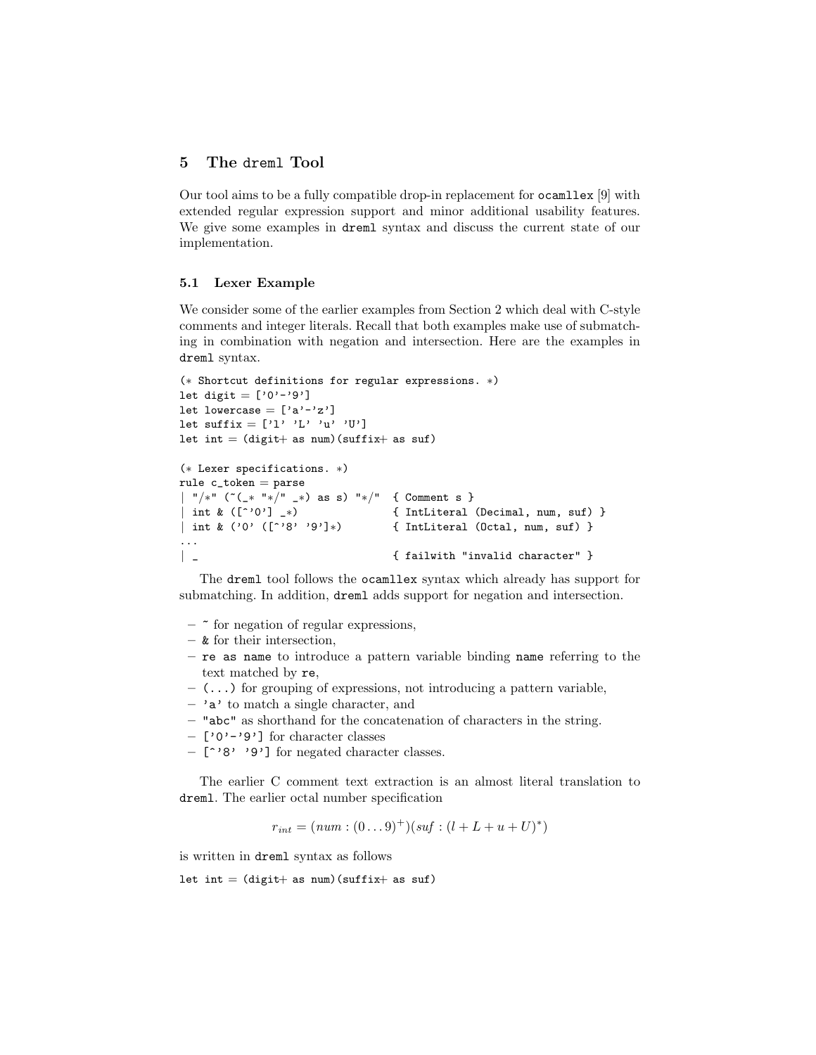## 5 The `dreml` Tool

Our tool aims to be a fully compatible drop-in replacement for `ocamllex` [9] with extended regular expression support and minor additional usability features. We give some examples in `dreml` syntax and discuss the current state of our implementation.

### 5.1 Lexer Example

We consider some of the earlier examples from Section 2 which deal with C-style comments and integer literals. Recall that both examples make use of submatching in combination with negation and intersection. Here are the examples in `dreml` syntax.

```
(* Shortcut definitions for regular expressions. *)
let digit = ['0'-'9']
let lowercase = ['a'-'z']
let suffix = ['l' 'L' 'u' 'U']
let int = (digit+ as num)(suffix+ as suf)

(* Lexer specifications. *)
rule c_token = parse
| "/*" (~(_* "*/" _*) as s) "*/"  { Comment s }
| int & ([^'0'] _*)               { IntLiteral (Decimal, num, suf) }
| int & ('0' ([^'8' '9']*)        { IntLiteral (Octal, num, suf) }
...
| _                               { failwith "invalid character" }
```

The `dreml` tool follows the `ocamllex` syntax which already has support for submatching. In addition, `dreml` adds support for negation and intersection.

- `~` for negation of regular expressions,
- `&` for their intersection,
- `re as name` to introduce a pattern variable binding `name` referring to the text matched by `re`,
- `(...)` for grouping of expressions, not introducing a pattern variable,
- `'a'` to match a single character, and
- `"abc"` as shorthand for the concatenation of characters in the string.
- `['0'-'9']` for character classes
- `[^'8' '9']` for negated character classes.

The earlier C comment text extraction is an almost literal translation to `dreml`. The earlier octal number specification

$$r_{int} = (num : (0 \ldots 9)^{+})(suf : (l + L + u + U)^{*})$$

is written in `dreml` syntax as follows

```
let int = (digit+ as num)(suffix+ as suf)
```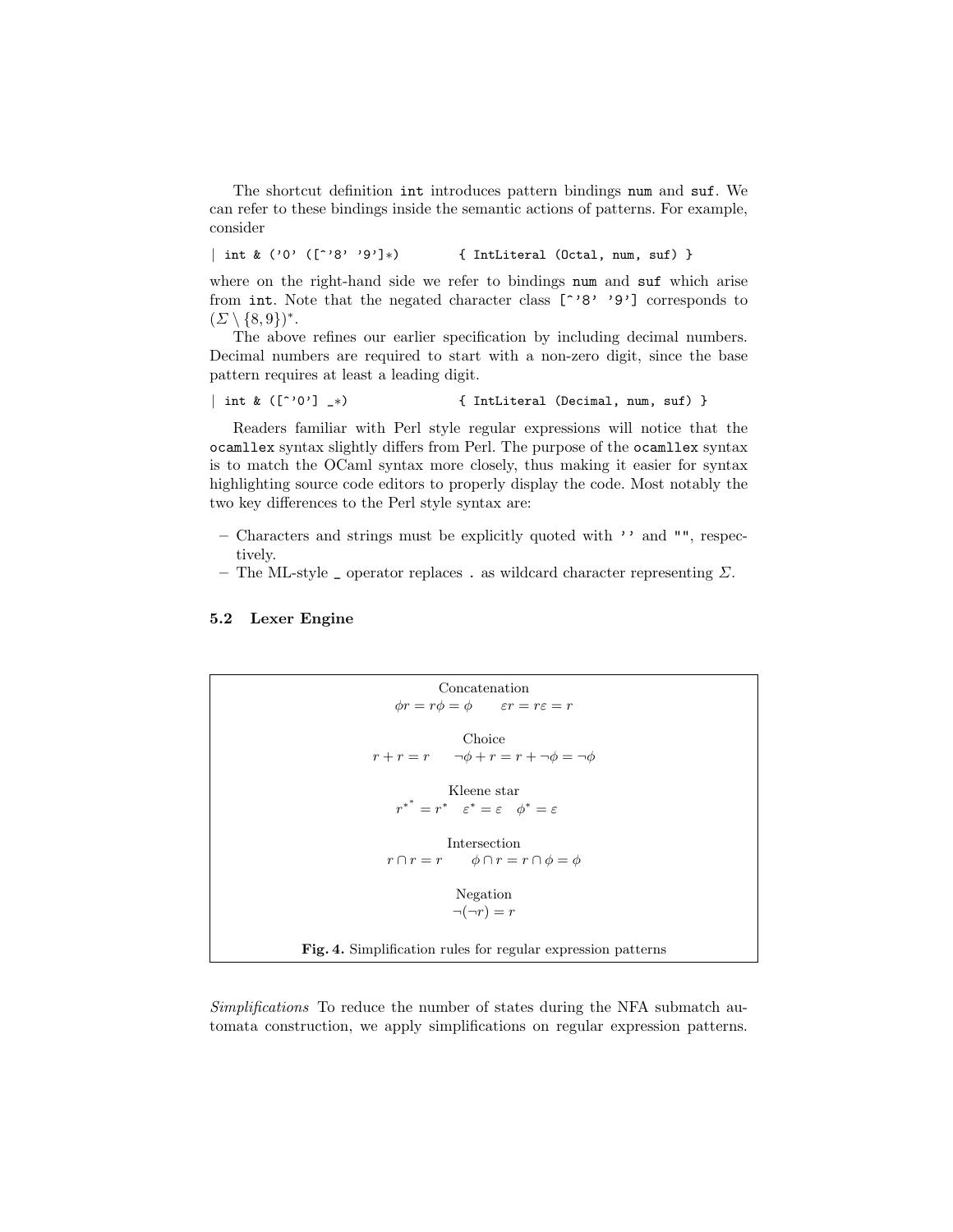The shortcut definition `int` introduces pattern bindings `num` and `suf`. We can refer to these bindings inside the semantic actions of patterns. For example, consider

```
| int & ('0' ([^'8' '9']*)        { IntLiteral (Octal, num, suf) }
```

where on the right-hand side we refer to bindings `num` and `suf` which arise from `int`. Note that the negated character class `[^'8' '9']` corresponds to $(\Sigma \setminus \{8, 9\})^*$.

The above refines our earlier specification by including decimal numbers. Decimal numbers are required to start with a non-zero digit, since the base pattern requires at least a leading digit.

```
| int & ([^'0'] _*)               { IntLiteral (Decimal, num, suf) }
```

Readers familiar with Perl style regular expressions will notice that the `ocamllex` syntax slightly differs from Perl. The purpose of the `ocamllex` syntax is to match the OCaml syntax more closely, thus making it easier for syntax highlighting source code editors to properly display the code. Most notably the two key differences to the Perl style syntax are:

- Characters and strings must be explicitly quoted with `''` and `""`, respectively.
- The ML-style `_` operator replaces `.` as wildcard character representing $\Sigma$.

### 5.2 Lexer Engine

Concatenation

$$\phi r = r\phi = \phi \qquad \varepsilon r = r\varepsilon = r$$

Choice

$$r + r = r \qquad \neg\phi + r = r + \neg\phi = \neg\phi$$

Kleene star

$$r^{*^*} = r^* \quad \varepsilon^* = \varepsilon \quad \phi^* = \varepsilon$$

Intersection

$$r \cap r = r \qquad \phi \cap r = r \cap \phi = \phi$$

Negation

$$\neg(\neg r) = r$$

**Fig. 4.** Simplification rules for regular expression patterns

*Simplifications* To reduce the number of states during the NFA submatch automata construction, we apply simplifications on regular expression patterns.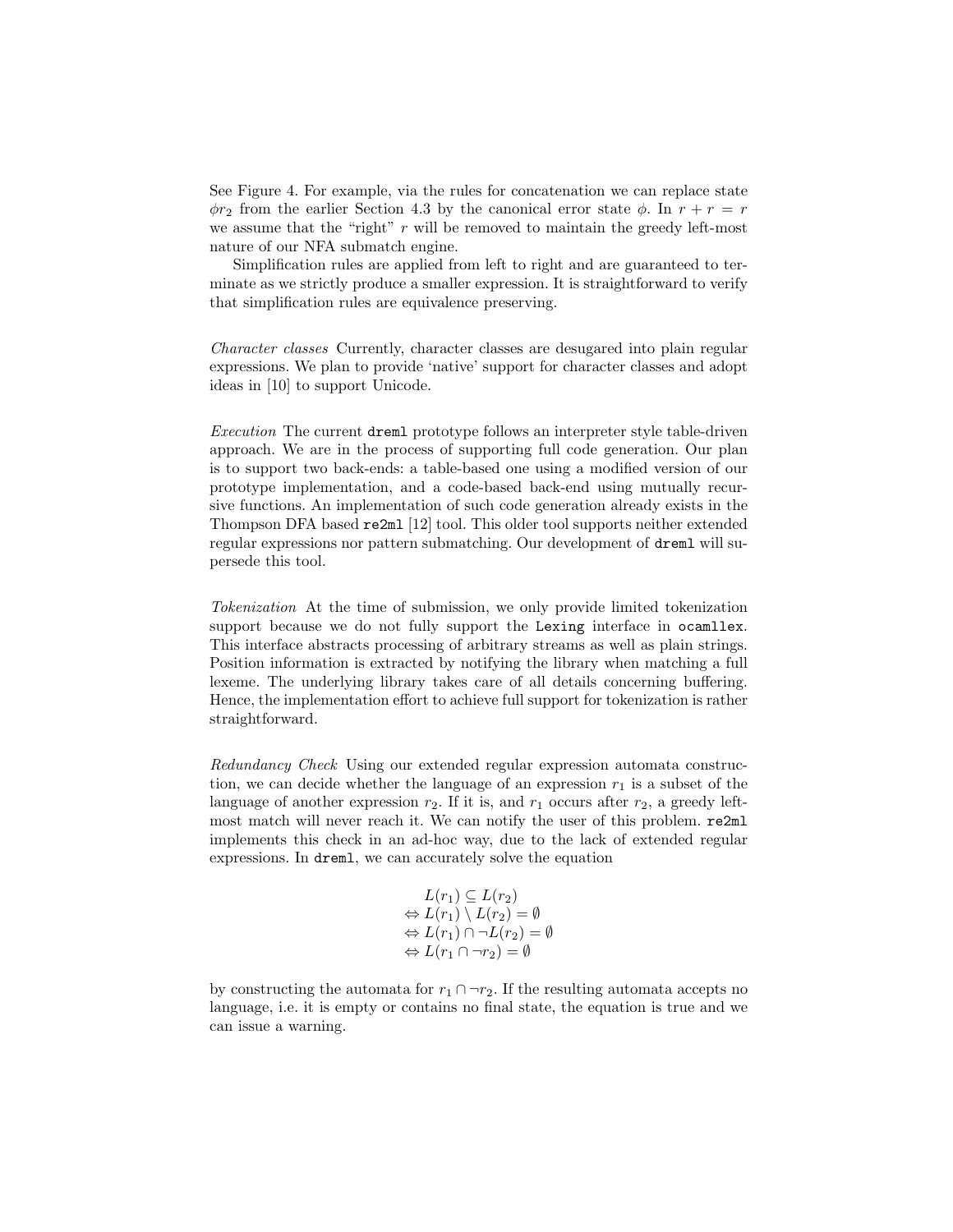See Figure 4. For example, via the rules for concatenation we can replace state $\phi r_2$ from the earlier Section 4.3 by the canonical error state $\phi$. In $r + r = r$ we assume that the "right" $r$ will be removed to maintain the greedy left-most nature of our NFA submatch engine.

Simplification rules are applied from left to right and are guaranteed to terminate as we strictly produce a smaller expression. It is straightforward to verify that simplification rules are equivalence preserving.

*Character classes* Currently, character classes are desugared into plain regular expressions. We plan to provide 'native' support for character classes and adopt ideas in [10] to support Unicode.

*Execution* The current `dreml` prototype follows an interpreter style table-driven approach. We are in the process of supporting full code generation. Our plan is to support two back-ends: a table-based one using a modified version of our prototype implementation, and a code-based back-end using mutually recursive functions. An implementation of such code generation already exists in the Thompson DFA based `re2ml` [12] tool. This older tool supports neither extended regular expressions nor pattern submatching. Our development of `dreml` will supersede this tool.

*Tokenization* At the time of submission, we only provide limited tokenization support because we do not fully support the `Lexing` interface in `ocamllex`. This interface abstracts processing of arbitrary streams as well as plain strings. Position information is extracted by notifying the library when matching a full lexeme. The underlying library takes care of all details concerning buffering. Hence, the implementation effort to achieve full support for tokenization is rather straightforward.

*Redundancy Check* Using our extended regular expression automata construction, we can decide whether the language of an expression $r_1$ is a subset of the language of another expression $r_2$. If it is, and $r_1$ occurs after $r_2$, a greedy left-most match will never reach it. We can notify the user of this problem. `re2ml` implements this check in an ad-hoc way, due to the lack of extended regular expressions. In `dreml`, we can accurately solve the equation

$$
\begin{aligned}
& L(r_1) \subseteq L(r_2) \\
\Leftrightarrow\ & L(r_1) \setminus L(r_2) = \emptyset \\
\Leftrightarrow\ & L(r_1) \cap \neg L(r_2) = \emptyset \\
\Leftrightarrow\ & L(r_1 \cap \neg r_2) = \emptyset
\end{aligned}
$$

by constructing the automata for $r_1 \cap \neg r_2$. If the resulting automata accepts no language, i.e. it is empty or contains no final state, the equation is true and we can issue a warning.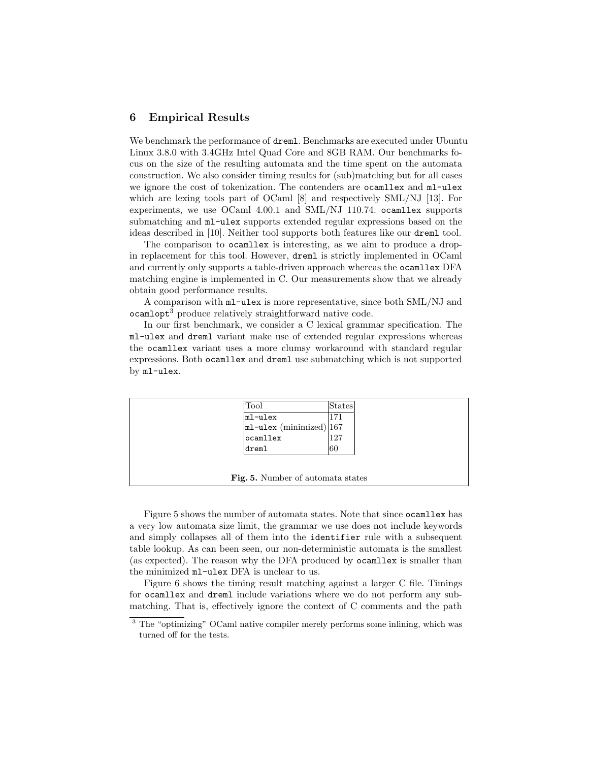## 6 Empirical Results

We benchmark the performance of `dreml`. Benchmarks are executed under Ubuntu Linux 3.8.0 with 3.4GHz Intel Quad Core and 8GB RAM. Our benchmarks focus on the size of the resulting automata and the time spent on the automata construction. We also consider timing results for (sub)matching but for all cases we ignore the cost of tokenization. The contenders are `ocamllex` and `ml-ulex` which are lexing tools part of OCaml [8] and respectively SML/NJ [13]. For experiments, we use OCaml 4.00.1 and SML/NJ 110.74. `ocamllex` supports submatching and `ml-ulex` supports extended regular expressions based on the ideas described in [10]. Neither tool supports both features like our `dreml` tool.

The comparison to `ocamllex` is interesting, as we aim to produce a drop-in replacement for this tool. However, `dreml` is strictly implemented in OCaml and currently only supports a table-driven approach whereas the `ocamllex` DFA matching engine is implemented in C. Our measurements show that we already obtain good performance results.

A comparison with `ml-ulex` is more representative, since both SML/NJ and `ocamlopt`[3] produce relatively straightforward native code.

In our first benchmark, we consider a C lexical grammar specification. The `ml-ulex` and `dreml` variant make use of extended regular expressions whereas the `ocamllex` variant uses a more clumsy workaround with standard regular expressions. Both `ocamllex` and `dreml` use submatching which is not supported by `ml-ulex`.

| Tool | States |
|---|---|
| `ml-ulex` | 171 |
| `ml-ulex` (minimized) | 167 |
| `ocamllex` | 127 |
| `dreml` | 60 |

**Fig. 5.** Number of automata states

Figure 5 shows the number of automata states. Note that since `ocamllex` has a very low automata size limit, the grammar we use does not include keywords and simply collapses all of them into the `identifier` rule with a subsequent table lookup. As can been seen, our non-deterministic automata is the smallest (as expected). The reason why the DFA produced by `ocamllex` is smaller than the minimized `ml-ulex` DFA is unclear to us.

Figure 6 shows the timing result matching against a larger C file. Timings for `ocamllex` and `dreml` include variations where we do not perform any submatching. That is, effectively ignore the context of C comments and the path

[3] The "optimizing" OCaml native compiler merely performs some inlining, which was turned off for the tests.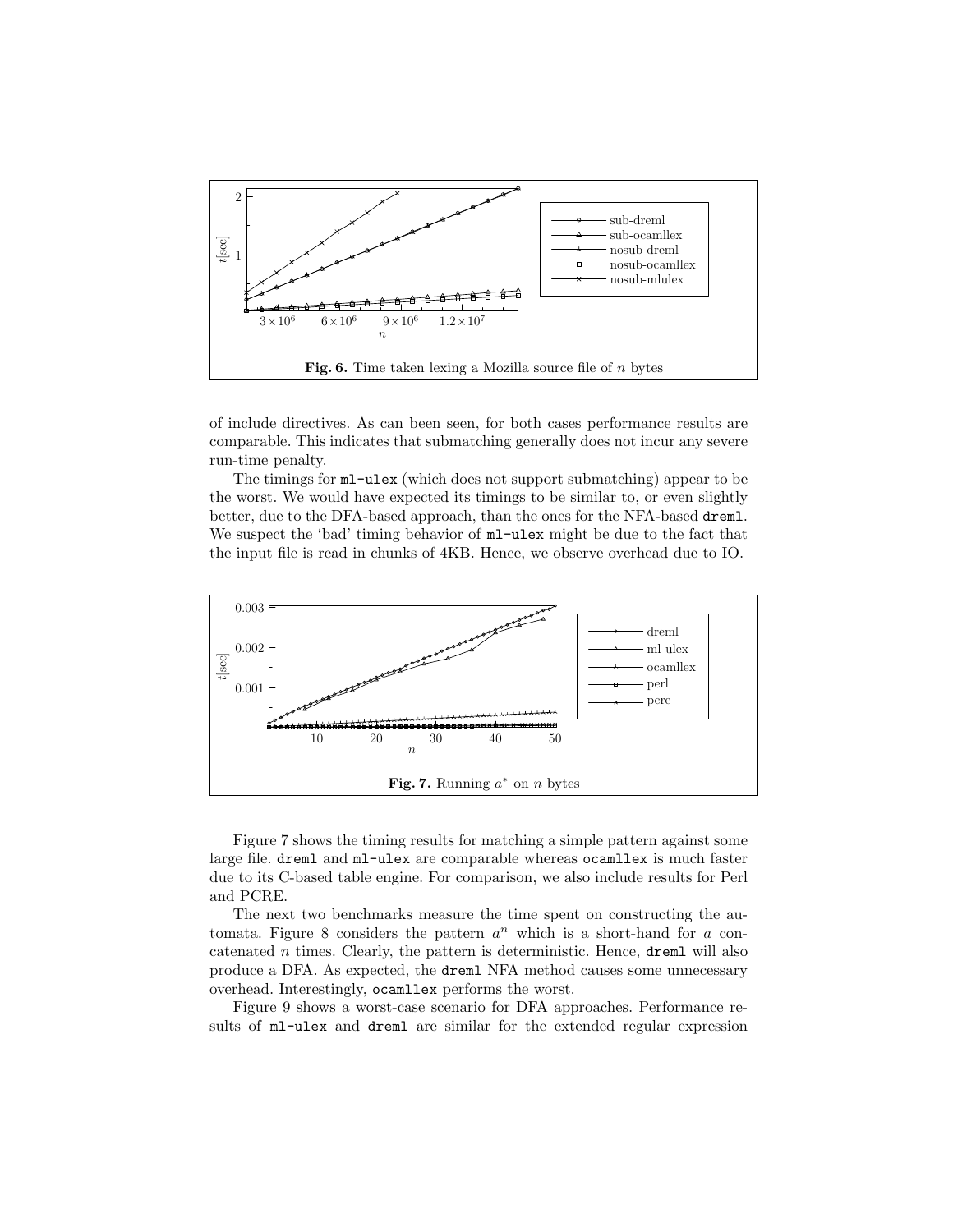**Fig. 6.** Time taken lexing a Mozilla source file of $n$ bytes

of include directives. As can been seen, for both cases performance results are comparable. This indicates that submatching generally does not incur any severe run-time penalty.

The timings for `ml-ulex` (which does not support submatching) appear to be the worst. We would have expected its timings to be similar to, or even slightly better, due to the DFA-based approach, than the ones for the NFA-based `dreml`. We suspect the 'bad' timing behavior of `ml-ulex` might be due to the fact that the input file is read in chunks of 4KB. Hence, we observe overhead due to IO.

**Fig. 7.** Running $a^*$ on $n$ bytes

Figure 7 shows the timing results for matching a simple pattern against some large file. `dreml` and `ml-ulex` are comparable whereas `ocamllex` is much faster due to its C-based table engine. For comparison, we also include results for Perl and PCRE.

The next two benchmarks measure the time spent on constructing the automata. Figure 8 considers the pattern $a^n$ which is a short-hand for $a$ concatenated $n$ times. Clearly, the pattern is deterministic. Hence, `dreml` will also produce a DFA. As expected, the `dreml` NFA method causes some unnecessary overhead. Interestingly, `ocamllex` performs the worst.

Figure 9 shows a worst-case scenario for DFA approaches. Performance results of `ml-ulex` and `dreml` are similar for the extended regular expression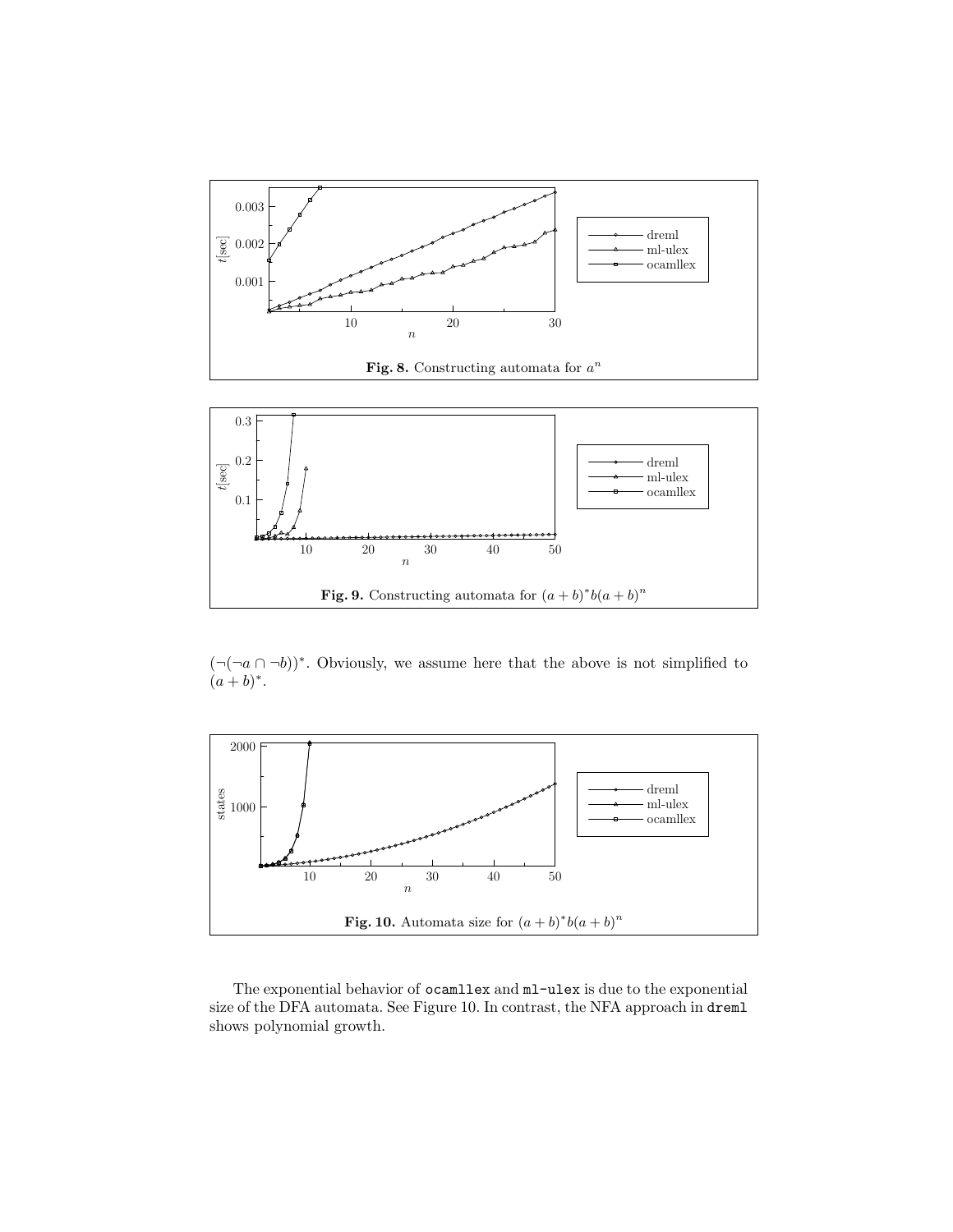**Fig. 8.** Constructing automata for $a^n$

**Fig. 9.** Constructing automata for $(a+b)^*b(a+b)^n$

$(\neg(\neg a \cap \neg b))^*$. Obviously, we assume here that the above is not simplified to $(a+b)^*$.

**Fig. 10.** Automata size for $(a+b)^*b(a+b)^n$

The exponential behavior of `ocamllex` and `ml-ulex` is due to the exponential size of the DFA automata. See Figure 10. In contrast, the NFA approach in `dreml` shows polynomial growth.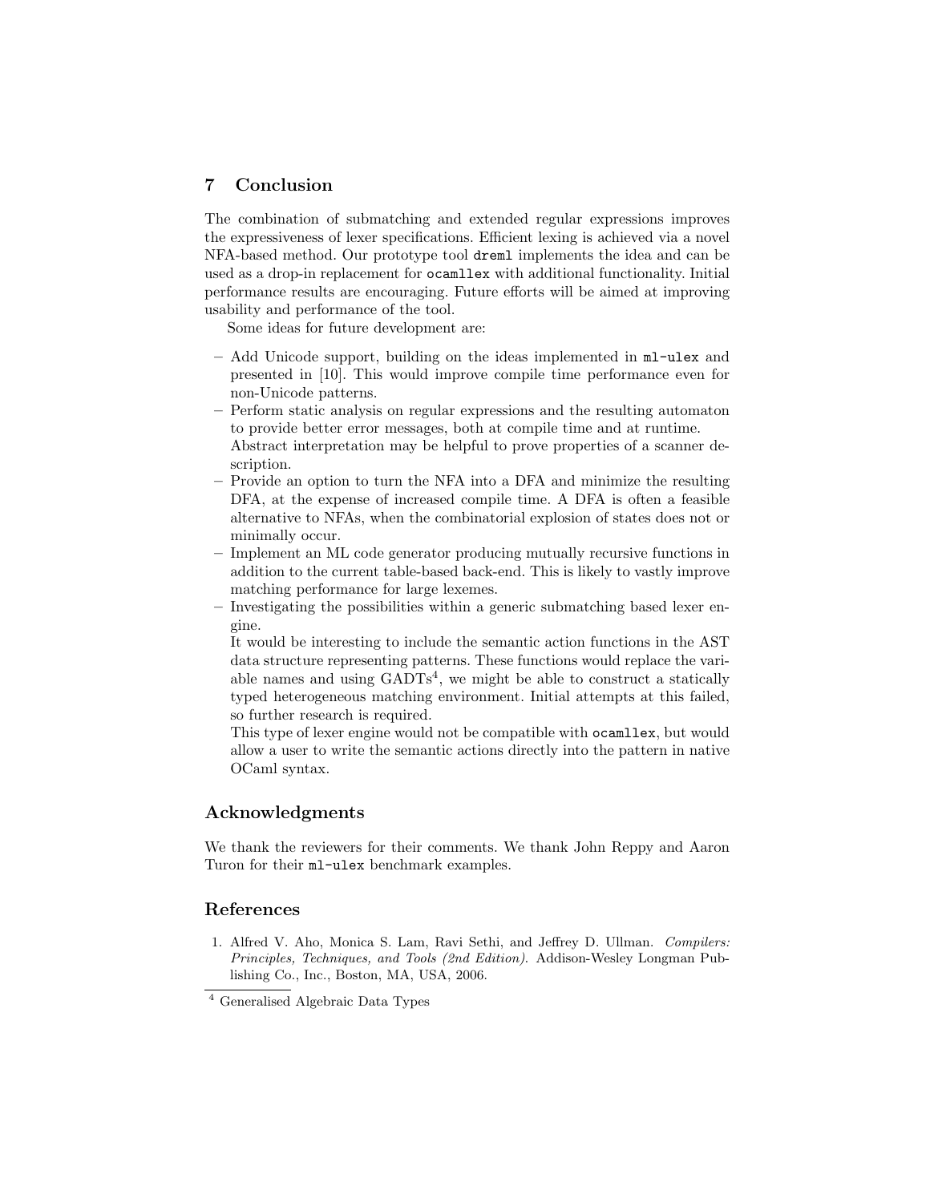## 7 Conclusion

The combination of submatching and extended regular expressions improves the expressiveness of lexer specifications. Efficient lexing is achieved via a novel NFA-based method. Our prototype tool `dreml` implements the idea and can be used as a drop-in replacement for `ocamllex` with additional functionality. Initial performance results are encouraging. Future efforts will be aimed at improving usability and performance of the tool.

Some ideas for future development are:

- Add Unicode support, building on the ideas implemented in `ml-ulex` and presented in [10]. This would improve compile time performance even for non-Unicode patterns.
- Perform static analysis on regular expressions and the resulting automaton to provide better error messages, both at compile time and at runtime.
  Abstract interpretation may be helpful to prove properties of a scanner description.
- Provide an option to turn the NFA into a DFA and minimize the resulting DFA, at the expense of increased compile time. A DFA is often a feasible alternative to NFAs, when the combinatorial explosion of states does not or minimally occur.
- Implement an ML code generator producing mutually recursive functions in addition to the current table-based back-end. This is likely to vastly improve matching performance for large lexemes.
- Investigating the possibilities within a generic submatching based lexer engine.
  It would be interesting to include the semantic action functions in the AST data structure representing patterns. These functions would replace the variable names and using GADTs[4], we might be able to construct a statically typed heterogeneous matching environment. Initial attempts at this failed, so further research is required.
  This type of lexer engine would not be compatible with `ocamllex`, but would allow a user to write the semantic actions directly into the pattern in native OCaml syntax.

## Acknowledgments

We thank the reviewers for their comments. We thank John Reppy and Aaron Turon for their `ml-ulex` benchmark examples.

## References

1. Alfred V. Aho, Monica S. Lam, Ravi Sethi, and Jeffrey D. Ullman. *Compilers: Principles, Techniques, and Tools (2nd Edition).* Addison-Wesley Longman Publishing Co., Inc., Boston, MA, USA, 2006.

[4] Generalised Algebraic Data Types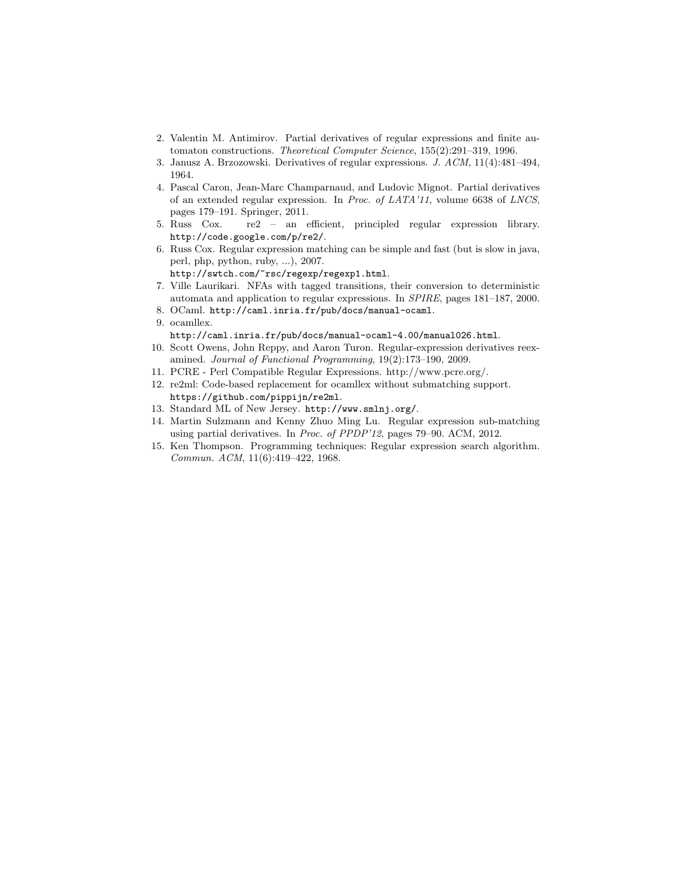2. Valentin M. Antimirov. Partial derivatives of regular expressions and finite automaton constructions. *Theoretical Computer Science*, 155(2):291–319, 1996.
3. Janusz A. Brzozowski. Derivatives of regular expressions. *J. ACM*, 11(4):481–494, 1964.
4. Pascal Caron, Jean-Marc Champarnaud, and Ludovic Mignot. Partial derivatives of an extended regular expression. In *Proc. of LATA'11*, volume 6638 of *LNCS*, pages 179–191. Springer, 2011.
5. Russ Cox. re2 – an efficient, principled regular expression library. `http://code.google.com/p/re2/`.
6. Russ Cox. Regular expression matching can be simple and fast (but is slow in java, perl, php, python, ruby, ...), 2007. `http://swtch.com/~rsc/regexp/regexp1.html`.
7. Ville Laurikari. NFAs with tagged transitions, their conversion to deterministic automata and application to regular expressions. In *SPIRE*, pages 181–187, 2000.
8. OCaml. `http://caml.inria.fr/pub/docs/manual-ocaml`.
9. ocamllex. `http://caml.inria.fr/pub/docs/manual-ocaml-4.00/manual026.html`.
10. Scott Owens, John Reppy, and Aaron Turon. Regular-expression derivatives reexamined. *Journal of Functional Programming*, 19(2):173–190, 2009.
11. PCRE - Perl Compatible Regular Expressions. http://www.pcre.org/.
12. re2ml: Code-based replacement for ocamllex without submatching support. `https://github.com/pippijn/re2ml`.
13. Standard ML of New Jersey. `http://www.smlnj.org/`.
14. Martin Sulzmann and Kenny Zhuo Ming Lu. Regular expression sub-matching using partial derivatives. In *Proc. of PPDP'12*, pages 79–90. ACM, 2012.
15. Ken Thompson. Programming techniques: Regular expression search algorithm. *Commun. ACM*, 11(6):419–422, 1968.